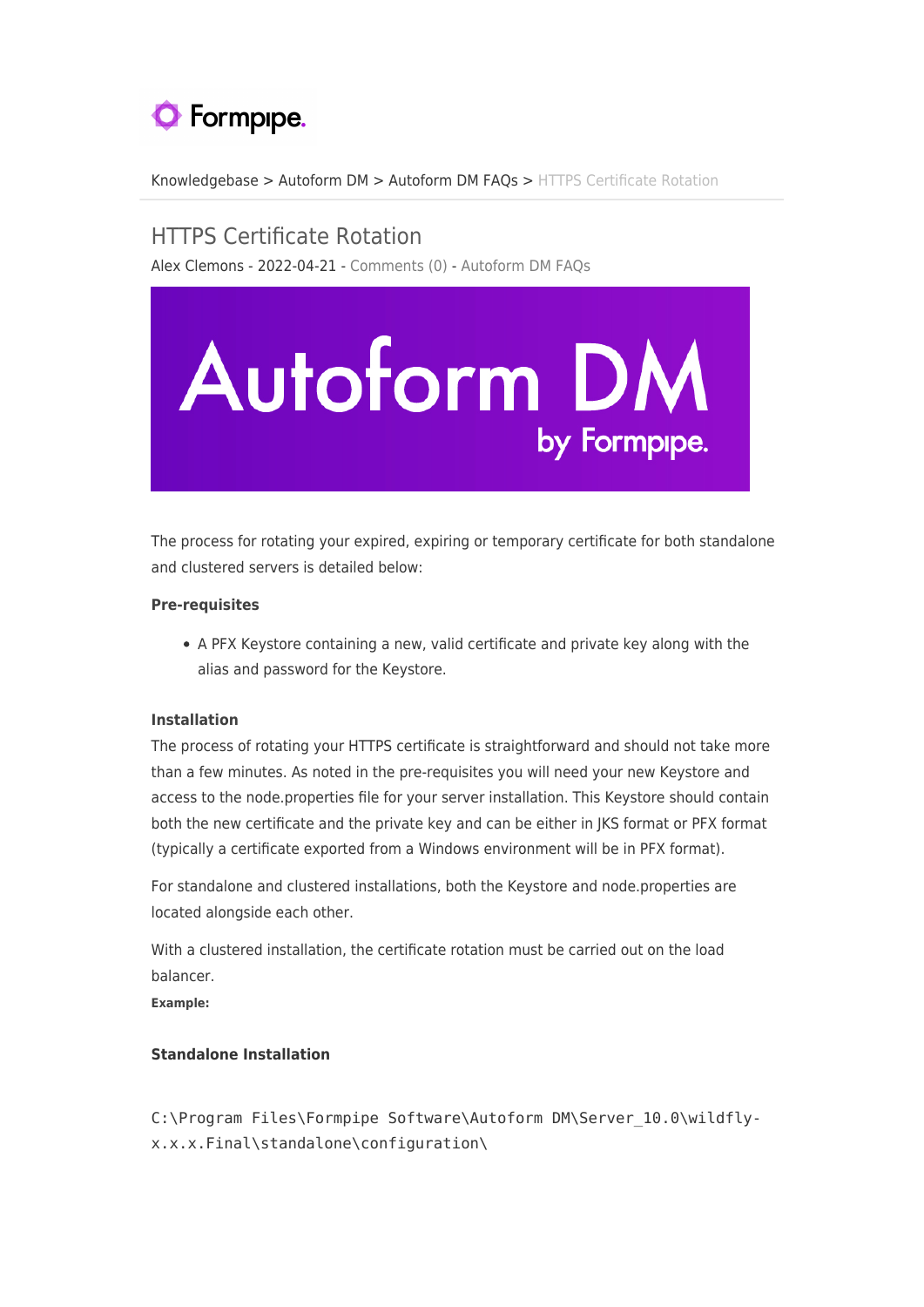Knowledgebase > Autoform DM > Autoform DM FAQs > HTTPS Certificate Rotation

# HTTPS Certificate Rotation

Alex Clemons - 2022-04-21 - Comments (0) - Autoform DM FAQs

The process for rotating your expired, expiring or temporary certificate for both standalone and clustered servers is detailed below:

**Pre-requisites**

- A PFX Keystore containing a new, valid certificate and private key along with the alias and password for the Keystore.

**Installation**

The process of rotating your HTTPS certificate is straightforward and should not take more than a few minutes. As noted in the pre-requisites you will need your new Keystore and access to the node.properties file for your server installation. This Keystore should contain both the new certificate and the private key and can be either in JKS format or PFX format (typically a certificate exported from a Windows environment will be in PFX format).

For standalone and clustered installations, both the Keystore and node.properties are located alongside each other.

With a clustered installation, the certificate rotation must be carried out on the load balancer.

**Example:**

**Standalone Installation**

```
C:\Program Files\Formpipe Software\Autoform DM\Server_10.0\wildfly-x.x.x.Final\standalone\configuration\
```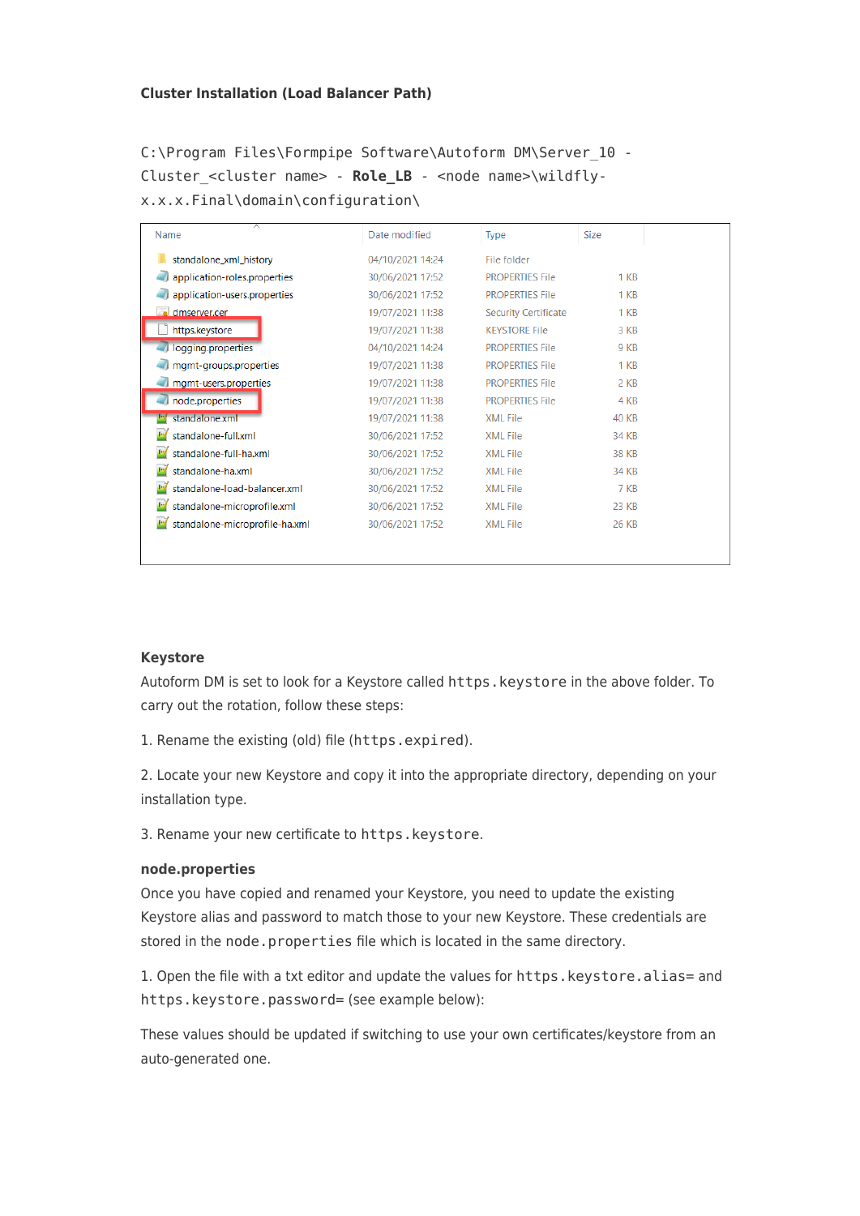**Cluster Installation (Load Balancer Path)**

C:\Program Files\Formpipe Software\Autoform DM\Server_10 - Cluster_<cluster name> - **Role_LB** - <node name>\wildfly-x.x.x.Final\domain\configuration\

| Name | Date modified | Type | Size |
|---|---|---|---|
| standalone_xml_history | 04/10/2021 14:24 | File folder | |
| application-roles.properties | 30/06/2021 17:52 | PROPERTIES File | 1 KB |
| application-users.properties | 30/06/2021 17:52 | PROPERTIES File | 1 KB |
| dmserver.cer | 19/07/2021 11:38 | Security Certificate | 1 KB |
| https.keystore | 19/07/2021 11:38 | KEYSTORE File | 3 KB |
| logging.properties | 04/10/2021 14:24 | PROPERTIES File | 9 KB |
| mgmt-groups.properties | 19/07/2021 11:38 | PROPERTIES File | 1 KB |
| mgmt-users.properties | 19/07/2021 11:38 | PROPERTIES File | 2 KB |
| node.properties | 19/07/2021 11:38 | PROPERTIES File | 4 KB |
| standalone.xml | 19/07/2021 11:38 | XML File | 40 KB |
| standalone-full.xml | 30/06/2021 17:52 | XML File | 34 KB |
| standalone-full-ha.xml | 30/06/2021 17:52 | XML File | 38 KB |
| standalone-ha.xml | 30/06/2021 17:52 | XML File | 34 KB |
| standalone-load-balancer.xml | 30/06/2021 17:52 | XML File | 7 KB |
| standalone-microprofile.xml | 30/06/2021 17:52 | XML File | 23 KB |
| standalone-microprofile-ha.xml | 30/06/2021 17:52 | XML File | 26 KB |

**Keystore**

Autoform DM is set to look for a Keystore called `https.keystore` in the above folder. To carry out the rotation, follow these steps:

1. Rename the existing (old) file (`https.expired`).

2. Locate your new Keystore and copy it into the appropriate directory, depending on your installation type.

3. Rename your new certificate to `https.keystore`.

**node.properties**

Once you have copied and renamed your Keystore, you need to update the existing Keystore alias and password to match those to your new Keystore. These credentials are stored in the `node.properties` file which is located in the same directory.

1. Open the file with a txt editor and update the values for `https.keystore.alias=` and `https.keystore.password=` (see example below):

These values should be updated if switching to use your own certificates/keystore from an auto-generated one.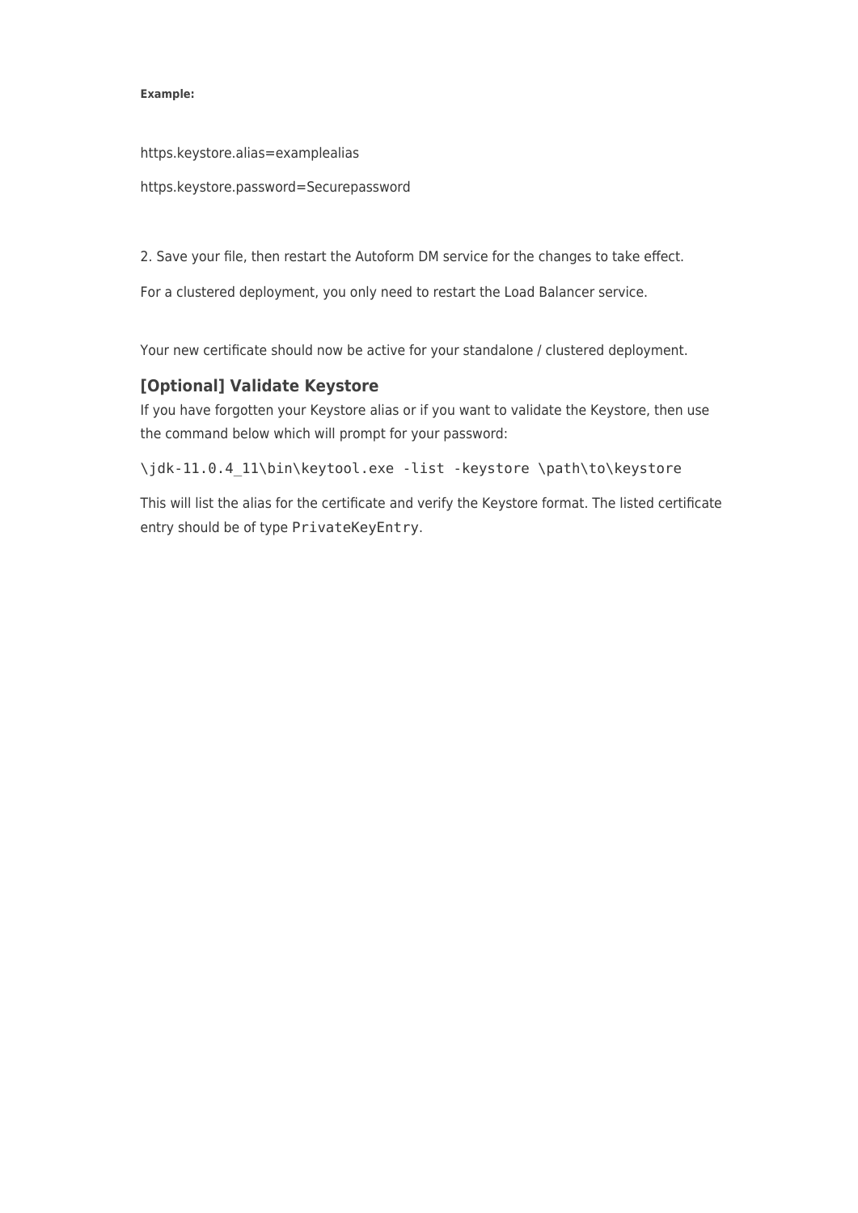**Example:**

https.keystore.alias=examplealias

https.keystore.password=Securepassword

2. Save your file, then restart the Autoform DM service for the changes to take effect.

For a clustered deployment, you only need to restart the Load Balancer service.

Your new certificate should now be active for your standalone / clustered deployment.

### [Optional] Validate Keystore

If you have forgotten your Keystore alias or if you want to validate the Keystore, then use the command below which will prompt for your password:

```
\jdk-11.0.4_11\bin\keytool.exe -list -keystore \path\to\keystore
```

This will list the alias for the certificate and verify the Keystore format. The listed certificate entry should be of type `PrivateKeyEntry`.